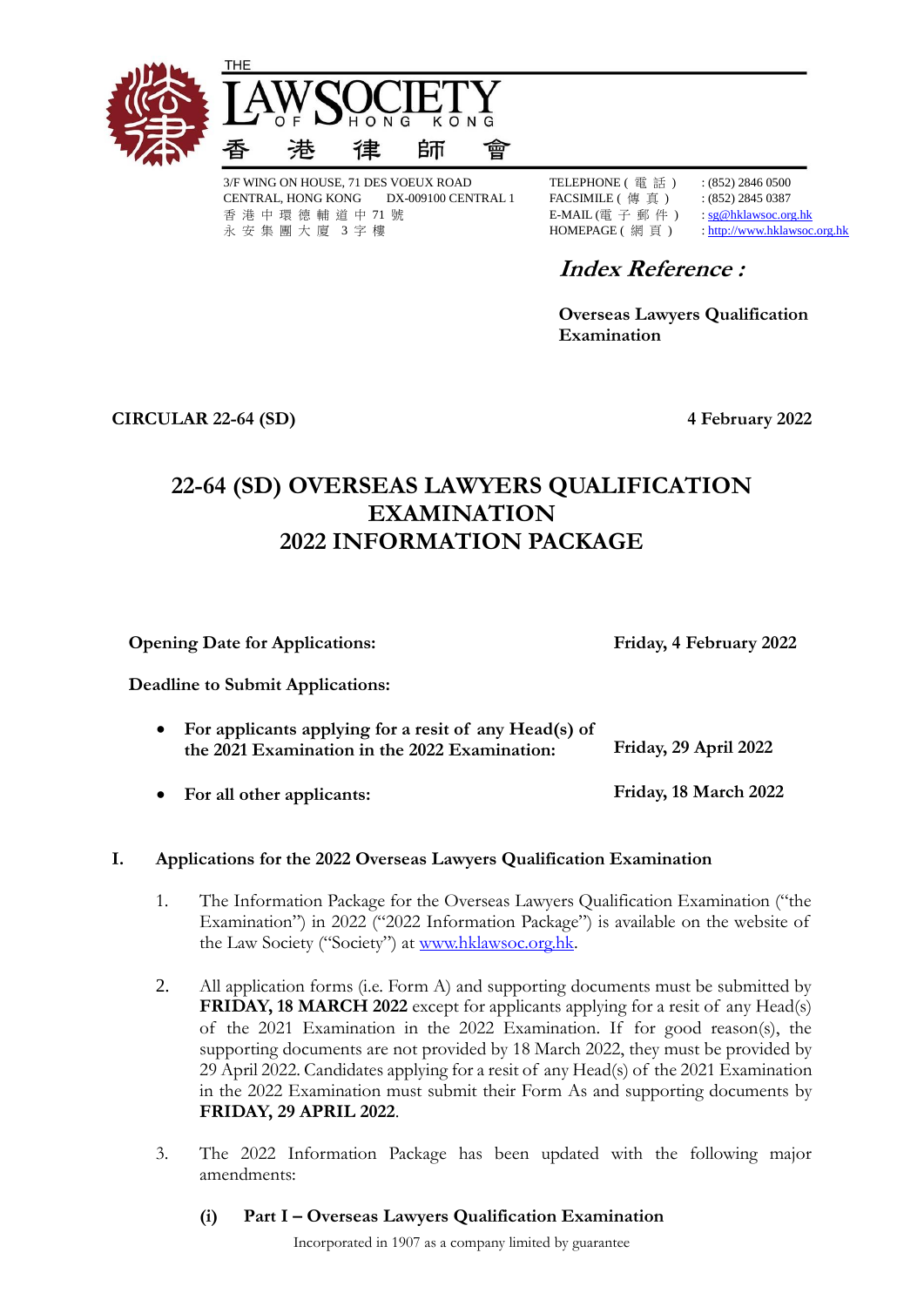THE LAW SOCIETY OF HONG KONG
香 港 律 師 會

3/F WING ON HOUSE, 71 DES VOEUX ROAD
CENTRAL, HONG KONG DX-009100 CENTRAL 1
香 港 中 環 德 輔 道 中 71 號
永 安 集 團 大 廈 3 字 樓

TELEPHONE ( 電 話 ) : (852) 2846 0500
FACSIMILE ( 傳 真 ) : (852) 2845 0387
E-MAIL (電 子 郵 件 ) : sg@hklawsoc.org.hk
HOMEPAGE ( 網 頁 ) : http://www.hklawsoc.org.hk

***Index Reference :***

**Overseas Lawyers Qualification Examination**

**CIRCULAR 22-64 (SD)** **4 February 2022**

# 22-64 (SD) OVERSEAS LAWYERS QUALIFICATION EXAMINATION 2022 INFORMATION PACKAGE

**Opening Date for Applications:** **Friday, 4 February 2022**

**Deadline to Submit Applications:**

- **For applicants applying for a resit of any Head(s) of the 2021 Examination in the 2022 Examination:** **Friday, 29 April 2022**
- **For all other applicants:** **Friday, 18 March 2022**

## I. Applications for the 2022 Overseas Lawyers Qualification Examination

1. The Information Package for the Overseas Lawyers Qualification Examination ("the Examination") in 2022 ("2022 Information Package") is available on the website of the Law Society ("Society") at www.hklawsoc.org.hk.

2. All application forms (i.e. Form A) and supporting documents must be submitted by **FRIDAY, 18 MARCH 2022** except for applicants applying for a resit of any Head(s) of the 2021 Examination in the 2022 Examination. If for good reason(s), the supporting documents are not provided by 18 March 2022, they must be provided by 29 April 2022. Candidates applying for a resit of any Head(s) of the 2021 Examination in the 2022 Examination must submit their Form As and supporting documents by **FRIDAY, 29 APRIL 2022**.

3. The 2022 Information Package has been updated with the following major amendments:

   **(i) Part I – Overseas Lawyers Qualification Examination**

Incorporated in 1907 as a company limited by guarantee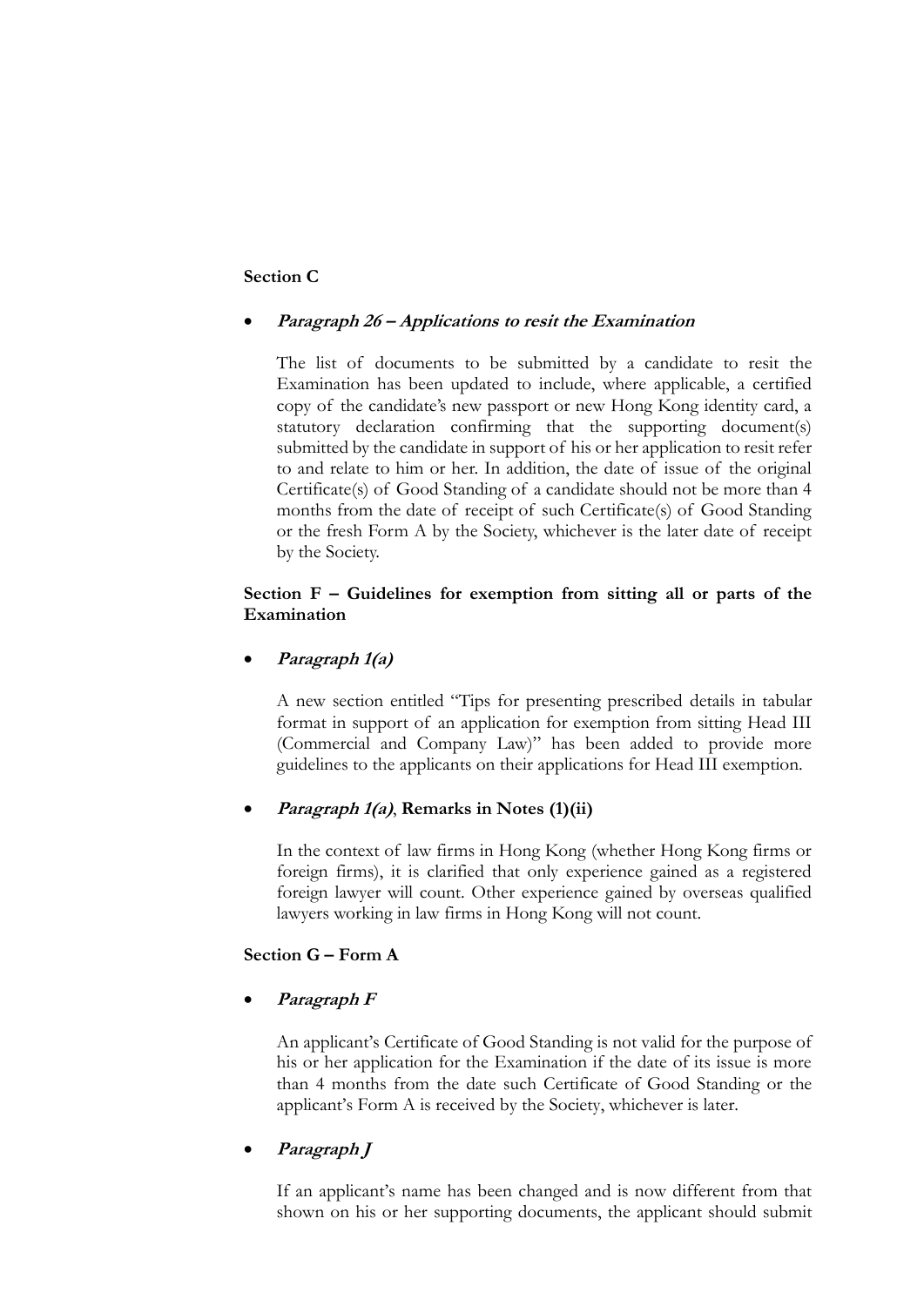**Section C**

- ***Paragraph 26 – Applications to resit the Examination***

  The list of documents to be submitted by a candidate to resit the Examination has been updated to include, where applicable, a certified copy of the candidate's new passport or new Hong Kong identity card, a statutory declaration confirming that the supporting document(s) submitted by the candidate in support of his or her application to resit refer to and relate to him or her. In addition, the date of issue of the original Certificate(s) of Good Standing of a candidate should not be more than 4 months from the date of receipt of such Certificate(s) of Good Standing or the fresh Form A by the Society, whichever is the later date of receipt by the Society.

**Section F – Guidelines for exemption from sitting all or parts of the Examination**

- ***Paragraph 1(a)***

  A new section entitled "Tips for presenting prescribed details in tabular format in support of an application for exemption from sitting Head III (Commercial and Company Law)" has been added to provide more guidelines to the applicants on their applications for Head III exemption.

- ***Paragraph 1(a)*, Remarks in Notes (1)(ii)**

  In the context of law firms in Hong Kong (whether Hong Kong firms or foreign firms), it is clarified that only experience gained as a registered foreign lawyer will count. Other experience gained by overseas qualified lawyers working in law firms in Hong Kong will not count.

**Section G – Form A**

- ***Paragraph F***

  An applicant's Certificate of Good Standing is not valid for the purpose of his or her application for the Examination if the date of its issue is more than 4 months from the date such Certificate of Good Standing or the applicant's Form A is received by the Society, whichever is later.

- ***Paragraph J***

  If an applicant's name has been changed and is now different from that shown on his or her supporting documents, the applicant should submit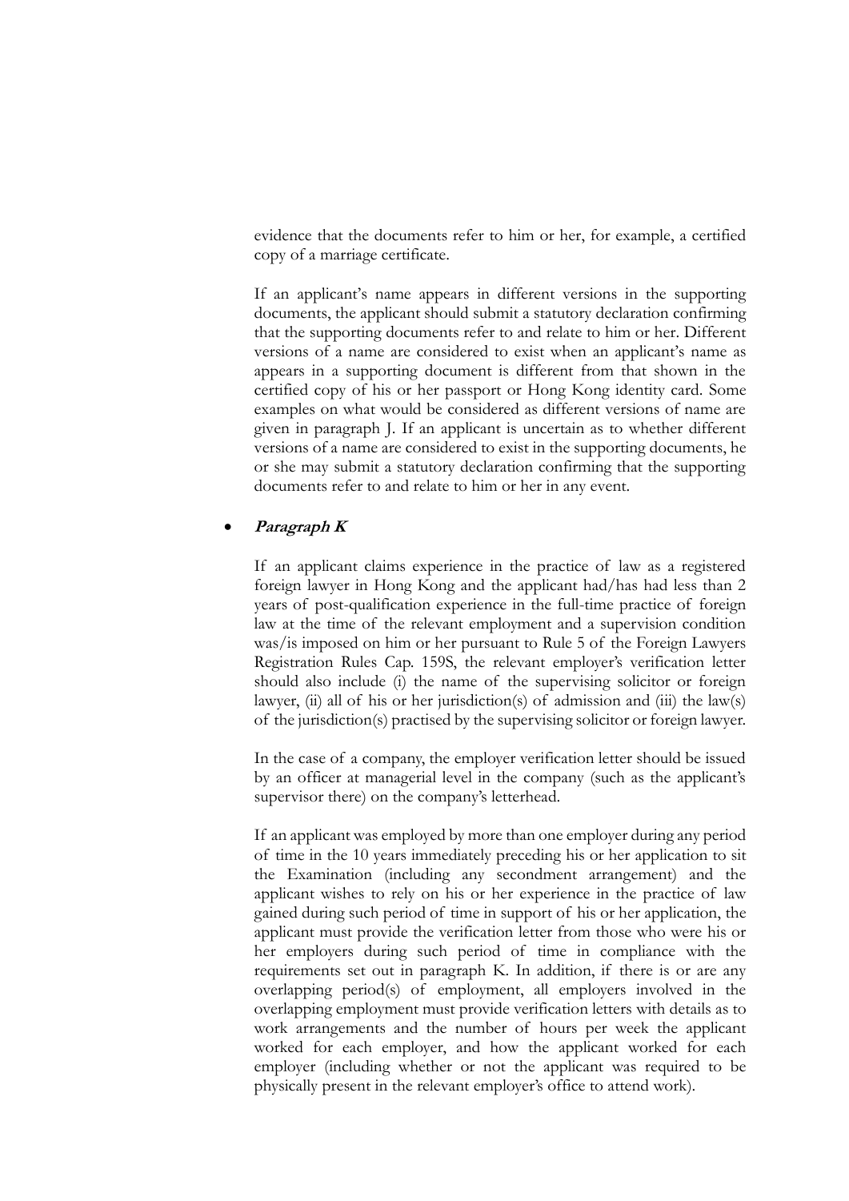evidence that the documents refer to him or her, for example, a certified copy of a marriage certificate.

If an applicant's name appears in different versions in the supporting documents, the applicant should submit a statutory declaration confirming that the supporting documents refer to and relate to him or her. Different versions of a name are considered to exist when an applicant's name as appears in a supporting document is different from that shown in the certified copy of his or her passport or Hong Kong identity card. Some examples on what would be considered as different versions of name are given in paragraph J. If an applicant is uncertain as to whether different versions of a name are considered to exist in the supporting documents, he or she may submit a statutory declaration confirming that the supporting documents refer to and relate to him or her in any event.

- ***Paragraph K***

  If an applicant claims experience in the practice of law as a registered foreign lawyer in Hong Kong and the applicant had/has had less than 2 years of post-qualification experience in the full-time practice of foreign law at the time of the relevant employment and a supervision condition was/is imposed on him or her pursuant to Rule 5 of the Foreign Lawyers Registration Rules Cap. 159S, the relevant employer's verification letter should also include (i) the name of the supervising solicitor or foreign lawyer, (ii) all of his or her jurisdiction(s) of admission and (iii) the law(s) of the jurisdiction(s) practised by the supervising solicitor or foreign lawyer.

  In the case of a company, the employer verification letter should be issued by an officer at managerial level in the company (such as the applicant's supervisor there) on the company's letterhead.

  If an applicant was employed by more than one employer during any period of time in the 10 years immediately preceding his or her application to sit the Examination (including any secondment arrangement) and the applicant wishes to rely on his or her experience in the practice of law gained during such period of time in support of his or her application, the applicant must provide the verification letter from those who were his or her employers during such period of time in compliance with the requirements set out in paragraph K. In addition, if there is or are any overlapping period(s) of employment, all employers involved in the overlapping employment must provide verification letters with details as to work arrangements and the number of hours per week the applicant worked for each employer, and how the applicant worked for each employer (including whether or not the applicant was required to be physically present in the relevant employer's office to attend work).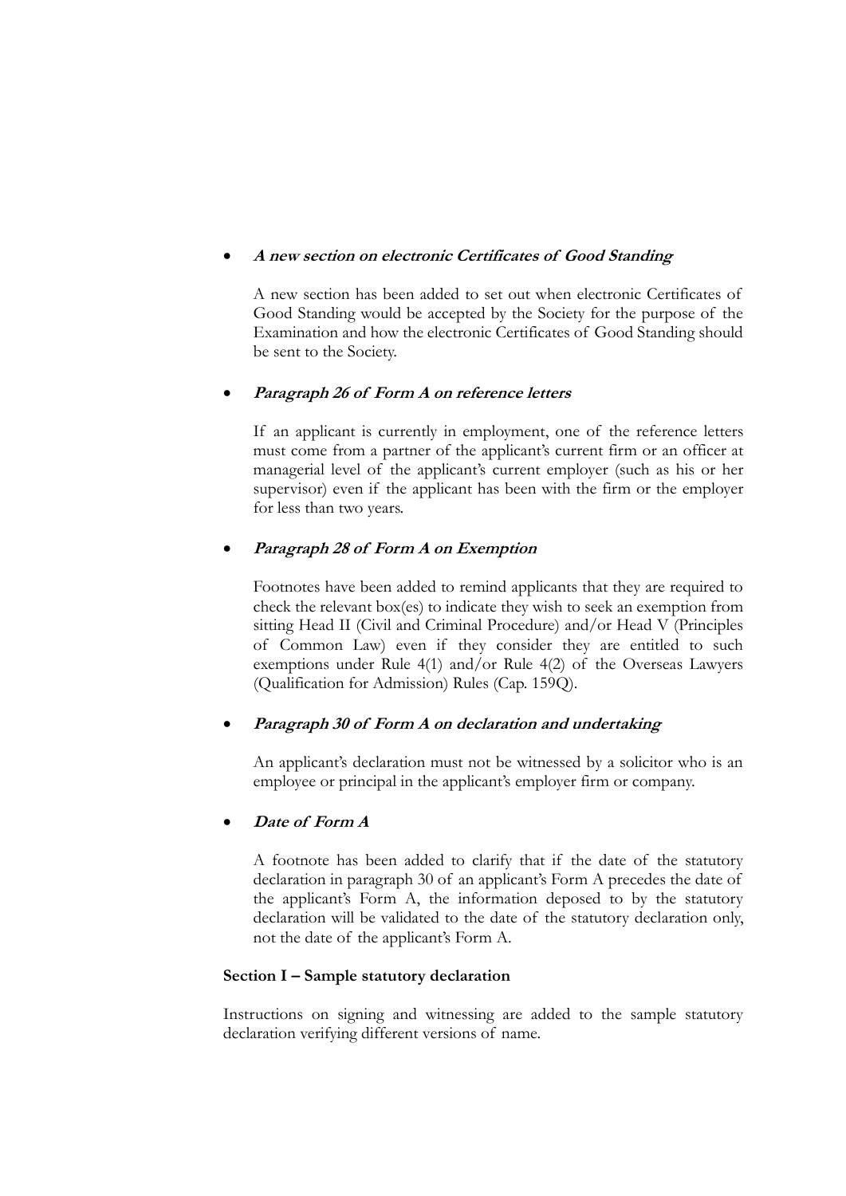- ***A new section on electronic Certificates of Good Standing***

  A new section has been added to set out when electronic Certificates of Good Standing would be accepted by the Society for the purpose of the Examination and how the electronic Certificates of Good Standing should be sent to the Society.

- ***Paragraph 26 of Form A on reference letters***

  If an applicant is currently in employment, one of the reference letters must come from a partner of the applicant's current firm or an officer at managerial level of the applicant's current employer (such as his or her supervisor) even if the applicant has been with the firm or the employer for less than two years.

- ***Paragraph 28 of Form A on Exemption***

  Footnotes have been added to remind applicants that they are required to check the relevant box(es) to indicate they wish to seek an exemption from sitting Head II (Civil and Criminal Procedure) and/or Head V (Principles of Common Law) even if they consider they are entitled to such exemptions under Rule 4(1) and/or Rule 4(2) of the Overseas Lawyers (Qualification for Admission) Rules (Cap. 159Q).

- ***Paragraph 30 of Form A on declaration and undertaking***

  An applicant's declaration must not be witnessed by a solicitor who is an employee or principal in the applicant's employer firm or company.

- ***Date of Form A***

  A footnote has been added to clarify that if the date of the statutory declaration in paragraph 30 of an applicant's Form A precedes the date of the applicant's Form A, the information deposed to by the statutory declaration will be validated to the date of the statutory declaration only, not the date of the applicant's Form A.

**Section I – Sample statutory declaration**

Instructions on signing and witnessing are added to the sample statutory declaration verifying different versions of name.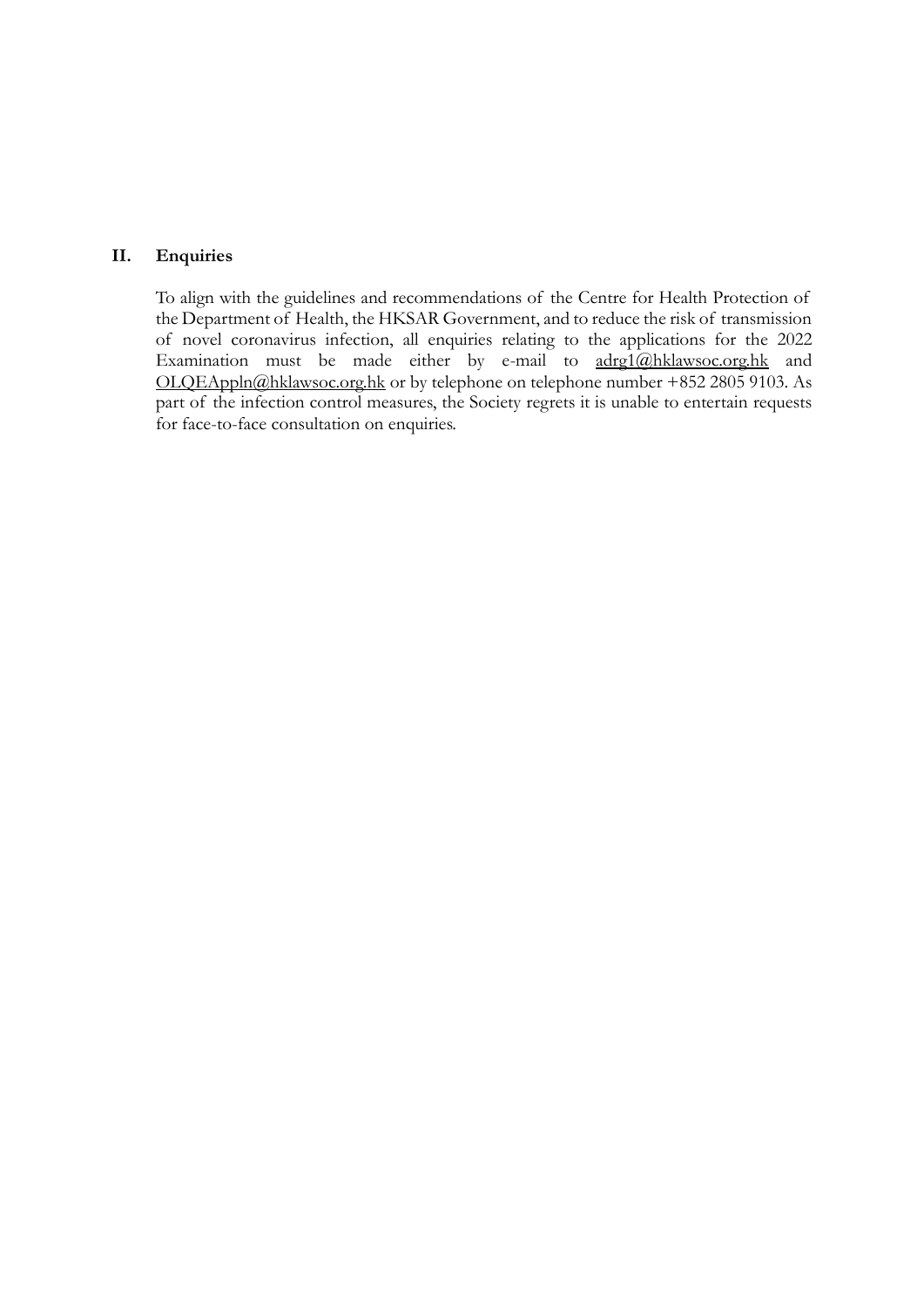## II. Enquiries

To align with the guidelines and recommendations of the Centre for Health Protection of the Department of Health, the HKSAR Government, and to reduce the risk of transmission of novel coronavirus infection, all enquiries relating to the applications for the 2022 Examination must be made either by e-mail to adrg1@hklawsoc.org.hk and OLQEAppln@hklawsoc.org.hk or by telephone on telephone number +852 2805 9103. As part of the infection control measures, the Society regrets it is unable to entertain requests for face-to-face consultation on enquiries.